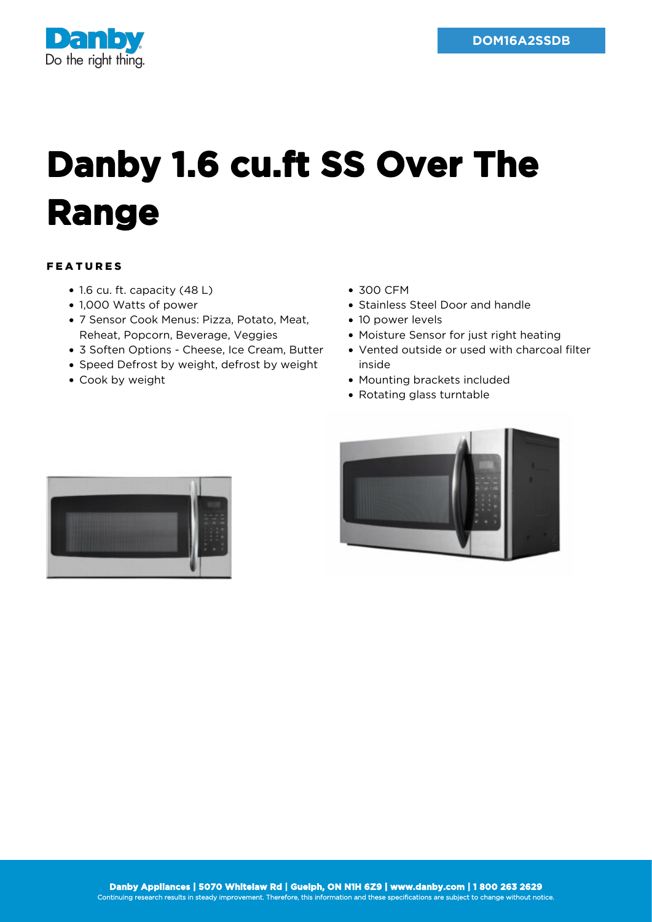DOM16A2SSDB

# Danby 1.6 cu.ft SS Over The Range

## FEATURES

- 1.6 cu. ft. capacity (48 L)
- 1,000 Watts of power
- 7 Sensor Cook Menus: Pizza, Potato, Meat, Reheat, Popcorn, Beverage, Veggies
- 3 Soften Options - Cheese, Ice Cream, Butter
- Speed Defrost by weight, defrost by weight
- Cook by weight
- 300 CFM
- Stainless Steel Door and handle
- 10 power levels
- Moisture Sensor for just right heating
- Vented outside or used with charcoal filter inside
- Mounting brackets included
- Rotating glass turntable

**Danby Appliances | 5070 Whitelaw Rd | Guelph, ON N1H 6Z9 | www.danby.com | 1 800 263 2629**
Continuing research results in steady improvement. Therefore, this information and these specifications are subject to change without notice.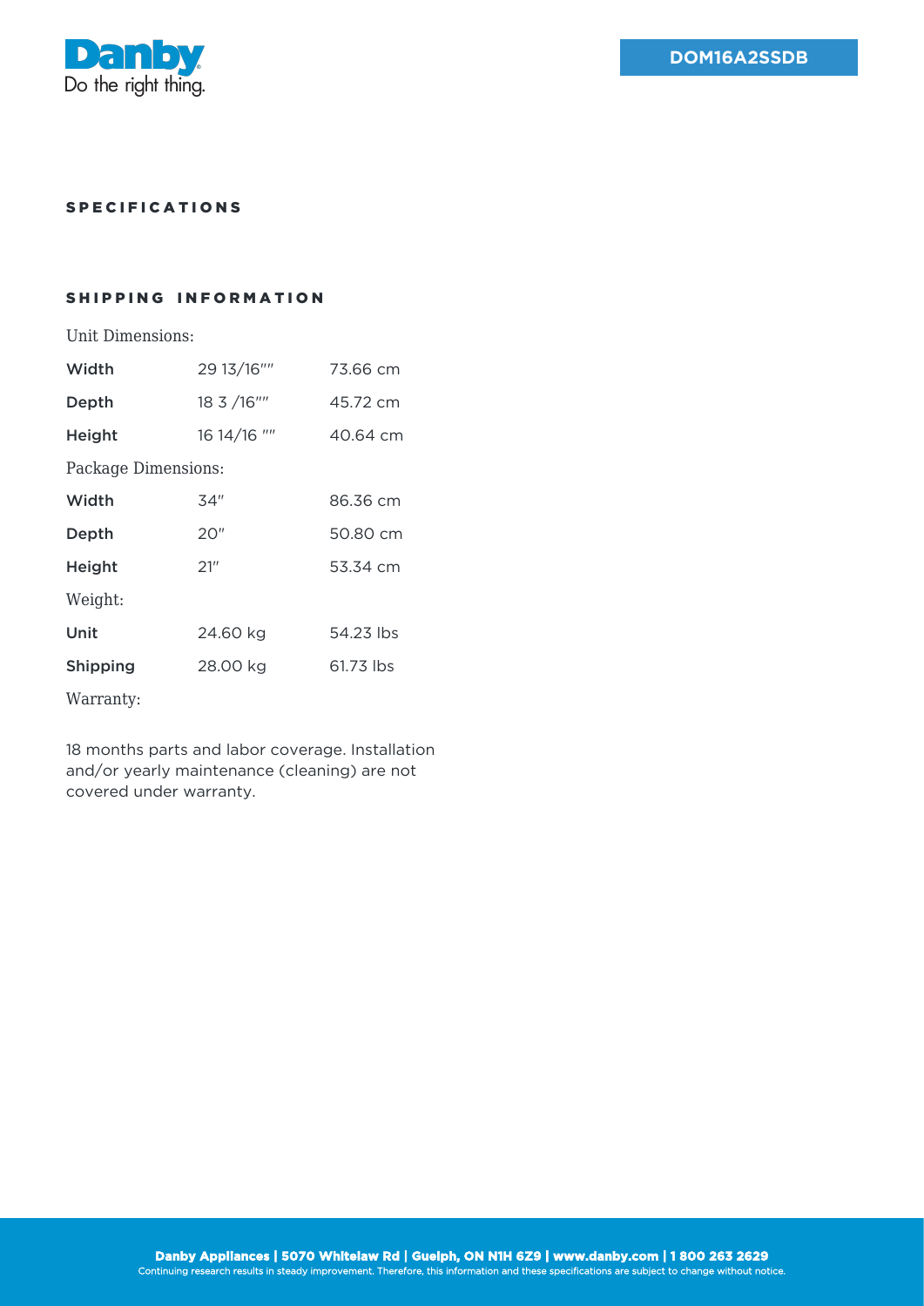DOM16A2SSDB

## SPECIFICATIONS

### SHIPPING INFORMATION

Unit Dimensions:

| | | |
|---|---|---|
| **Width** | 29 13/16"" | 73.66 cm |
| **Depth** | 18 3 /16"" | 45.72 cm |
| **Height** | 16 14/16 "" | 40.64 cm |

Package Dimensions:

| | | |
|---|---|---|
| **Width** | 34" | 86.36 cm |
| **Depth** | 20" | 50.80 cm |
| **Height** | 21" | 53.34 cm |

Weight:

| | | |
|---|---|---|
| **Unit** | 24.60 kg | 54.23 lbs |
| **Shipping** | 28.00 kg | 61.73 lbs |

Warranty:

18 months parts and labor coverage. Installation and/or yearly maintenance (cleaning) are not covered under warranty.

**Danby Appliances | 5070 Whitelaw Rd | Guelph, ON N1H 6Z9 | www.danby.com | 1 800 263 2629**
Continuing research results in steady improvement. Therefore, this information and these specifications are subject to change without notice.